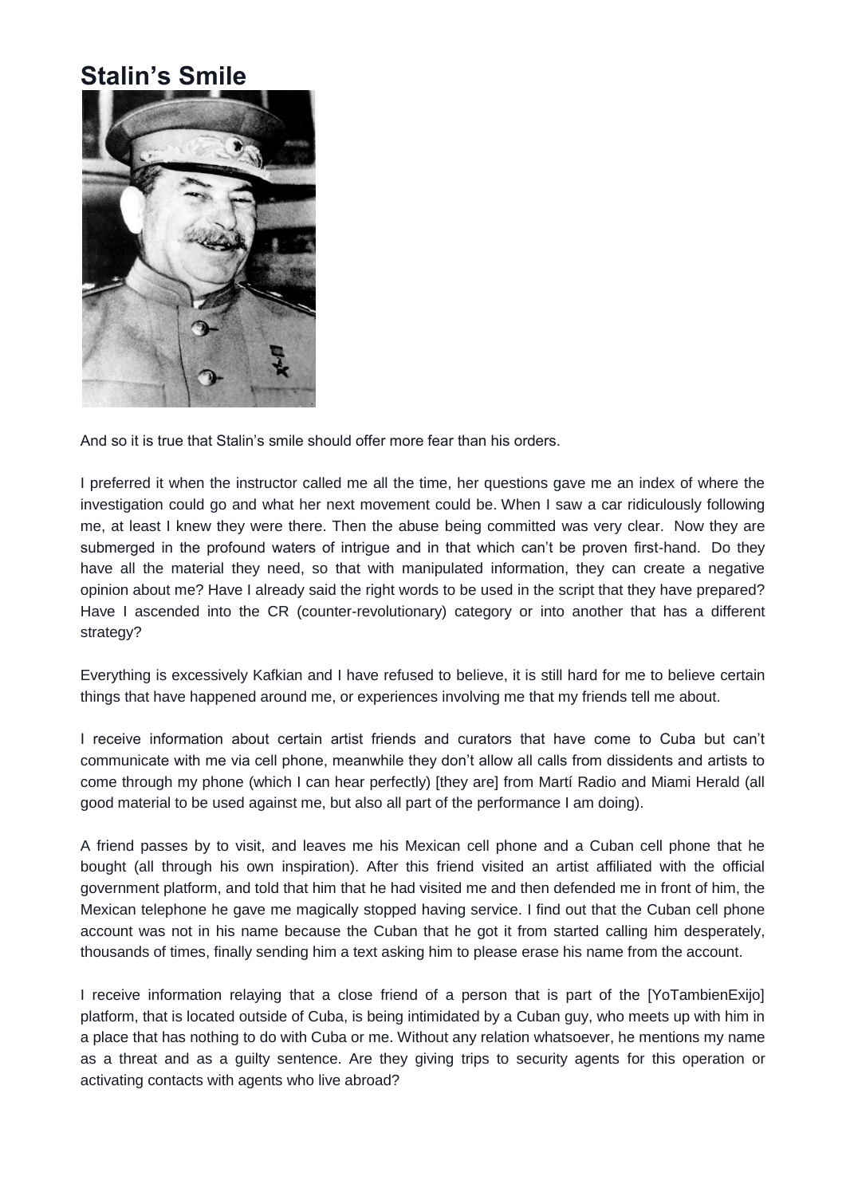# Stalin's Smile

And so it is true that Stalin's smile should offer more fear than his orders.

I preferred it when the instructor called me all the time, her questions gave me an index of where the investigation could go and what her next movement could be. When I saw a car ridiculously following me, at least I knew they were there. Then the abuse being committed was very clear. Now they are submerged in the profound waters of intrigue and in that which can't be proven first-hand. Do they have all the material they need, so that with manipulated information, they can create a negative opinion about me? Have I already said the right words to be used in the script that they have prepared? Have I ascended into the CR (counter-revolutionary) category or into another that has a different strategy?

Everything is excessively Kafkian and I have refused to believe, it is still hard for me to believe certain things that have happened around me, or experiences involving me that my friends tell me about.

I receive information about certain artist friends and curators that have come to Cuba but can't communicate with me via cell phone, meanwhile they don't allow all calls from dissidents and artists to come through my phone (which I can hear perfectly) [they are] from Martí Radio and Miami Herald (all good material to be used against me, but also all part of the performance I am doing).

A friend passes by to visit, and leaves me his Mexican cell phone and a Cuban cell phone that he bought (all through his own inspiration). After this friend visited an artist affiliated with the official government platform, and told that him that he had visited me and then defended me in front of him, the Mexican telephone he gave me magically stopped having service. I find out that the Cuban cell phone account was not in his name because the Cuban that he got it from started calling him desperately, thousands of times, finally sending him a text asking him to please erase his name from the account.

I receive information relaying that a close friend of a person that is part of the [YoTambienExijo] platform, that is located outside of Cuba, is being intimidated by a Cuban guy, who meets up with him in a place that has nothing to do with Cuba or me. Without any relation whatsoever, he mentions my name as a threat and as a guilty sentence. Are they giving trips to security agents for this operation or activating contacts with agents who live abroad?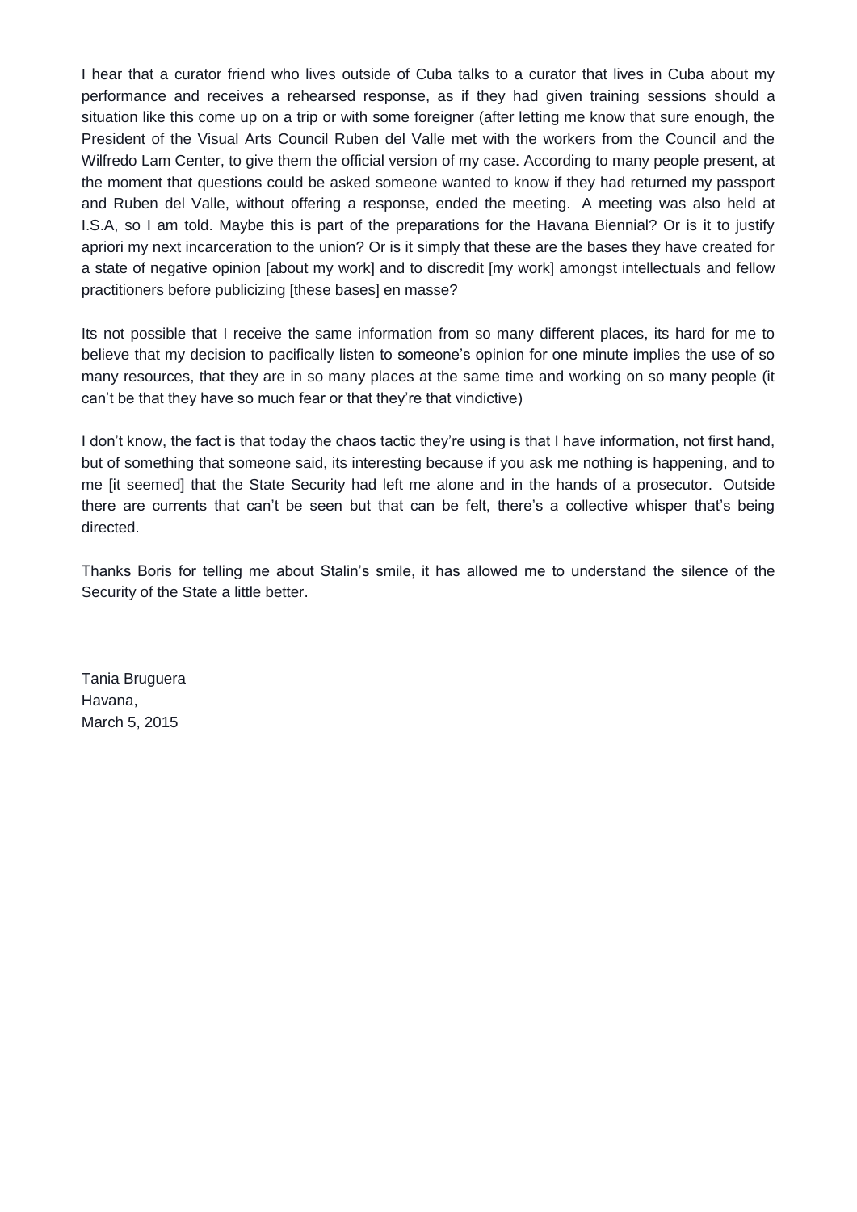I hear that a curator friend who lives outside of Cuba talks to a curator that lives in Cuba about my performance and receives a rehearsed response, as if they had given training sessions should a situation like this come up on a trip or with some foreigner (after letting me know that sure enough, the President of the Visual Arts Council Ruben del Valle met with the workers from the Council and the Wilfredo Lam Center, to give them the official version of my case. According to many people present, at the moment that questions could be asked someone wanted to know if they had returned my passport and Ruben del Valle, without offering a response, ended the meeting. A meeting was also held at I.S.A, so I am told. Maybe this is part of the preparations for the Havana Biennial? Or is it to justify apriori my next incarceration to the union? Or is it simply that these are the bases they have created for a state of negative opinion [about my work] and to discredit [my work] amongst intellectuals and fellow practitioners before publicizing [these bases] en masse?

Its not possible that I receive the same information from so many different places, its hard for me to believe that my decision to pacifically listen to someone's opinion for one minute implies the use of so many resources, that they are in so many places at the same time and working on so many people (it can't be that they have so much fear or that they're that vindictive)

I don't know, the fact is that today the chaos tactic they're using is that I have information, not first hand, but of something that someone said, its interesting because if you ask me nothing is happening, and to me [it seemed] that the State Security had left me alone and in the hands of a prosecutor. Outside there are currents that can't be seen but that can be felt, there's a collective whisper that's being directed.

Thanks Boris for telling me about Stalin's smile, it has allowed me to understand the silence of the Security of the State a little better.

Tania Bruguera
Havana,
March 5, 2015